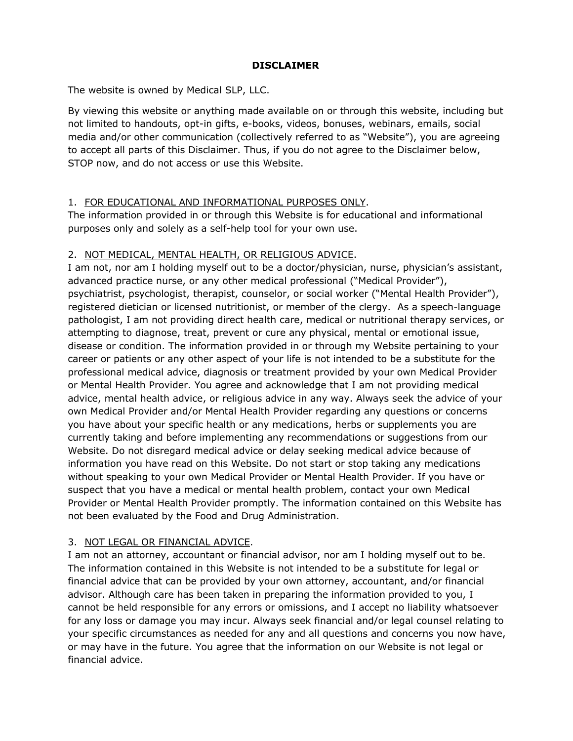# DISCLAIMER

The website is owned by Medical SLP, LLC.

By viewing this website or anything made available on or through this website, including but not limited to handouts, opt-in gifts, e-books, videos, bonuses, webinars, emails, social media and/or other communication (collectively referred to as "Website"), you are agreeing to accept all parts of this Disclaimer. Thus, if you do not agree to the Disclaimer below, STOP now, and do not access or use this Website.

1. <u>FOR EDUCATIONAL AND INFORMATIONAL PURPOSES ONLY</u>.
The information provided in or through this Website is for educational and informational purposes only and solely as a self-help tool for your own use.

2. <u>NOT MEDICAL, MENTAL HEALTH, OR RELIGIOUS ADVICE</u>.
I am not, nor am I holding myself out to be a doctor/physician, nurse, physician's assistant, advanced practice nurse, or any other medical professional ("Medical Provider"), psychiatrist, psychologist, therapist, counselor, or social worker ("Mental Health Provider"), registered dietician or licensed nutritionist, or member of the clergy. As a speech-language pathologist, I am not providing direct health care, medical or nutritional therapy services, or attempting to diagnose, treat, prevent or cure any physical, mental or emotional issue, disease or condition. The information provided in or through my Website pertaining to your career or patients or any other aspect of your life is not intended to be a substitute for the professional medical advice, diagnosis or treatment provided by your own Medical Provider or Mental Health Provider. You agree and acknowledge that I am not providing medical advice, mental health advice, or religious advice in any way. Always seek the advice of your own Medical Provider and/or Mental Health Provider regarding any questions or concerns you have about your specific health or any medications, herbs or supplements you are currently taking and before implementing any recommendations or suggestions from our Website. Do not disregard medical advice or delay seeking medical advice because of information you have read on this Website. Do not start or stop taking any medications without speaking to your own Medical Provider or Mental Health Provider. If you have or suspect that you have a medical or mental health problem, contact your own Medical Provider or Mental Health Provider promptly. The information contained on this Website has not been evaluated by the Food and Drug Administration.

3. <u>NOT LEGAL OR FINANCIAL ADVICE</u>.
I am not an attorney, accountant or financial advisor, nor am I holding myself out to be. The information contained in this Website is not intended to be a substitute for legal or financial advice that can be provided by your own attorney, accountant, and/or financial advisor. Although care has been taken in preparing the information provided to you, I cannot be held responsible for any errors or omissions, and I accept no liability whatsoever for any loss or damage you may incur. Always seek financial and/or legal counsel relating to your specific circumstances as needed for any and all questions and concerns you now have, or may have in the future. You agree that the information on our Website is not legal or financial advice.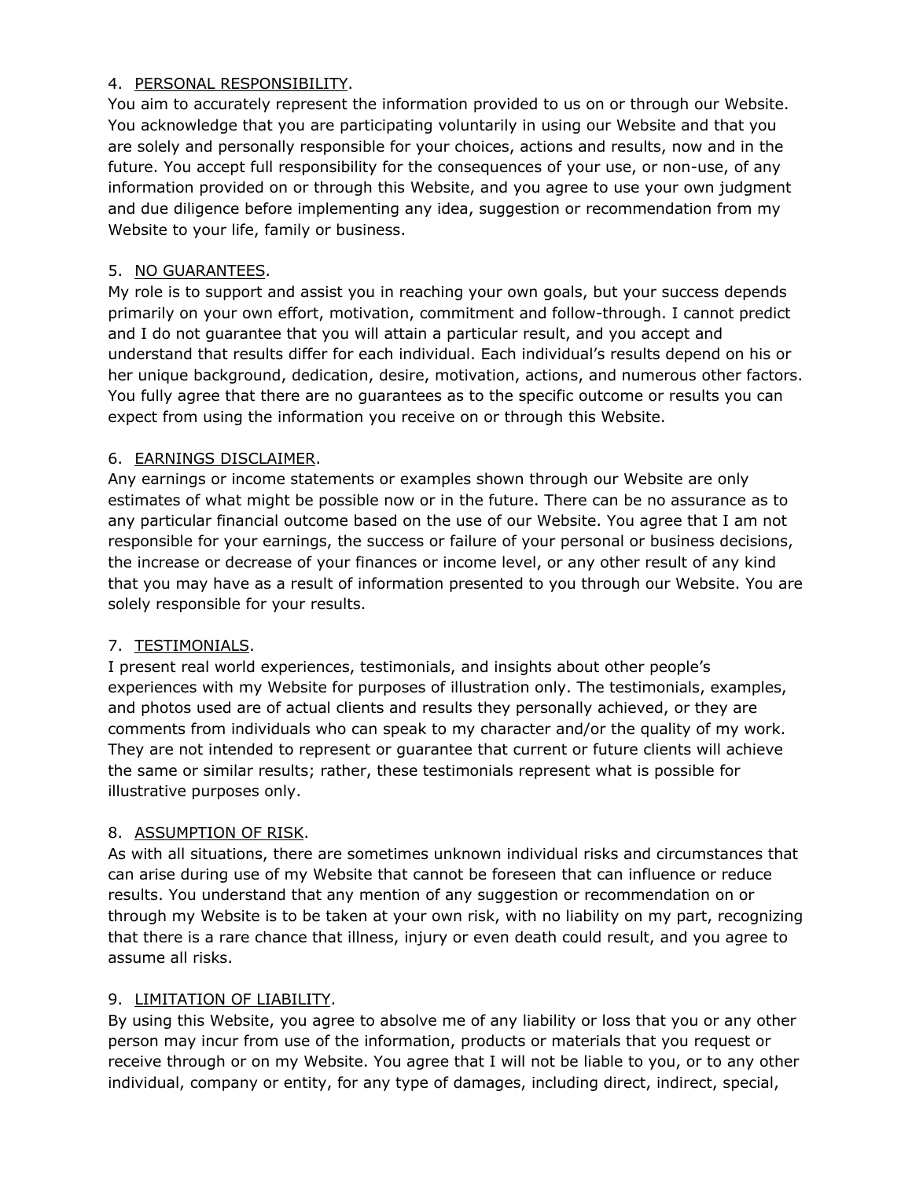4. PERSONAL RESPONSIBILITY.
You aim to accurately represent the information provided to us on or through our Website. You acknowledge that you are participating voluntarily in using our Website and that you are solely and personally responsible for your choices, actions and results, now and in the future. You accept full responsibility for the consequences of your use, or non-use, of any information provided on or through this Website, and you agree to use your own judgment and due diligence before implementing any idea, suggestion or recommendation from my Website to your life, family or business.

5. NO GUARANTEES.
My role is to support and assist you in reaching your own goals, but your success depends primarily on your own effort, motivation, commitment and follow-through. I cannot predict and I do not guarantee that you will attain a particular result, and you accept and understand that results differ for each individual. Each individual's results depend on his or her unique background, dedication, desire, motivation, actions, and numerous other factors. You fully agree that there are no guarantees as to the specific outcome or results you can expect from using the information you receive on or through this Website.

6. EARNINGS DISCLAIMER.
Any earnings or income statements or examples shown through our Website are only estimates of what might be possible now or in the future. There can be no assurance as to any particular financial outcome based on the use of our Website. You agree that I am not responsible for your earnings, the success or failure of your personal or business decisions, the increase or decrease of your finances or income level, or any other result of any kind that you may have as a result of information presented to you through our Website. You are solely responsible for your results.

7. TESTIMONIALS.
I present real world experiences, testimonials, and insights about other people's experiences with my Website for purposes of illustration only. The testimonials, examples, and photos used are of actual clients and results they personally achieved, or they are comments from individuals who can speak to my character and/or the quality of my work. They are not intended to represent or guarantee that current or future clients will achieve the same or similar results; rather, these testimonials represent what is possible for illustrative purposes only.

8. ASSUMPTION OF RISK.
As with all situations, there are sometimes unknown individual risks and circumstances that can arise during use of my Website that cannot be foreseen that can influence or reduce results. You understand that any mention of any suggestion or recommendation on or through my Website is to be taken at your own risk, with no liability on my part, recognizing that there is a rare chance that illness, injury or even death could result, and you agree to assume all risks.

9. LIMITATION OF LIABILITY.
By using this Website, you agree to absolve me of any liability or loss that you or any other person may incur from use of the information, products or materials that you request or receive through or on my Website. You agree that I will not be liable to you, or to any other individual, company or entity, for any type of damages, including direct, indirect, special,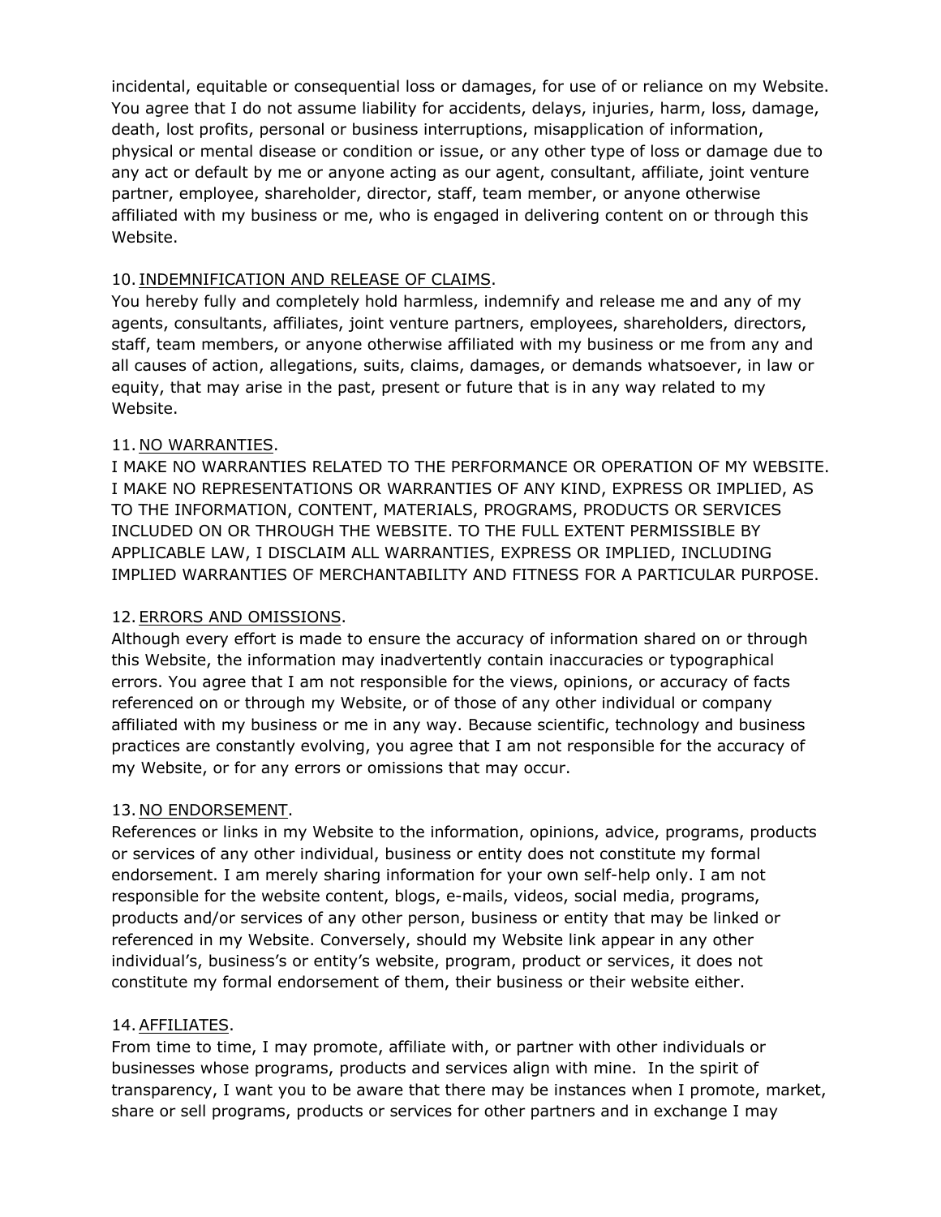incidental, equitable or consequential loss or damages, for use of or reliance on my Website. You agree that I do not assume liability for accidents, delays, injuries, harm, loss, damage, death, lost profits, personal or business interruptions, misapplication of information, physical or mental disease or condition or issue, or any other type of loss or damage due to any act or default by me or anyone acting as our agent, consultant, affiliate, joint venture partner, employee, shareholder, director, staff, team member, or anyone otherwise affiliated with my business or me, who is engaged in delivering content on or through this Website.

10. <u>INDEMNIFICATION AND RELEASE OF CLAIMS</u>.
You hereby fully and completely hold harmless, indemnify and release me and any of my agents, consultants, affiliates, joint venture partners, employees, shareholders, directors, staff, team members, or anyone otherwise affiliated with my business or me from any and all causes of action, allegations, suits, claims, damages, or demands whatsoever, in law or equity, that may arise in the past, present or future that is in any way related to my Website.

11. <u>NO WARRANTIES</u>.
I MAKE NO WARRANTIES RELATED TO THE PERFORMANCE OR OPERATION OF MY WEBSITE. I MAKE NO REPRESENTATIONS OR WARRANTIES OF ANY KIND, EXPRESS OR IMPLIED, AS TO THE INFORMATION, CONTENT, MATERIALS, PROGRAMS, PRODUCTS OR SERVICES INCLUDED ON OR THROUGH THE WEBSITE. TO THE FULL EXTENT PERMISSIBLE BY APPLICABLE LAW, I DISCLAIM ALL WARRANTIES, EXPRESS OR IMPLIED, INCLUDING IMPLIED WARRANTIES OF MERCHANTABILITY AND FITNESS FOR A PARTICULAR PURPOSE.

12. <u>ERRORS AND OMISSIONS</u>.
Although every effort is made to ensure the accuracy of information shared on or through this Website, the information may inadvertently contain inaccuracies or typographical errors. You agree that I am not responsible for the views, opinions, or accuracy of facts referenced on or through my Website, or of those of any other individual or company affiliated with my business or me in any way. Because scientific, technology and business practices are constantly evolving, you agree that I am not responsible for the accuracy of my Website, or for any errors or omissions that may occur.

13. <u>NO ENDORSEMENT</u>.
References or links in my Website to the information, opinions, advice, programs, products or services of any other individual, business or entity does not constitute my formal endorsement. I am merely sharing information for your own self-help only. I am not responsible for the website content, blogs, e-mails, videos, social media, programs, products and/or services of any other person, business or entity that may be linked or referenced in my Website. Conversely, should my Website link appear in any other individual's, business's or entity's website, program, product or services, it does not constitute my formal endorsement of them, their business or their website either.

14. <u>AFFILIATES</u>.
From time to time, I may promote, affiliate with, or partner with other individuals or businesses whose programs, products and services align with mine. In the spirit of transparency, I want you to be aware that there may be instances when I promote, market, share or sell programs, products or services for other partners and in exchange I may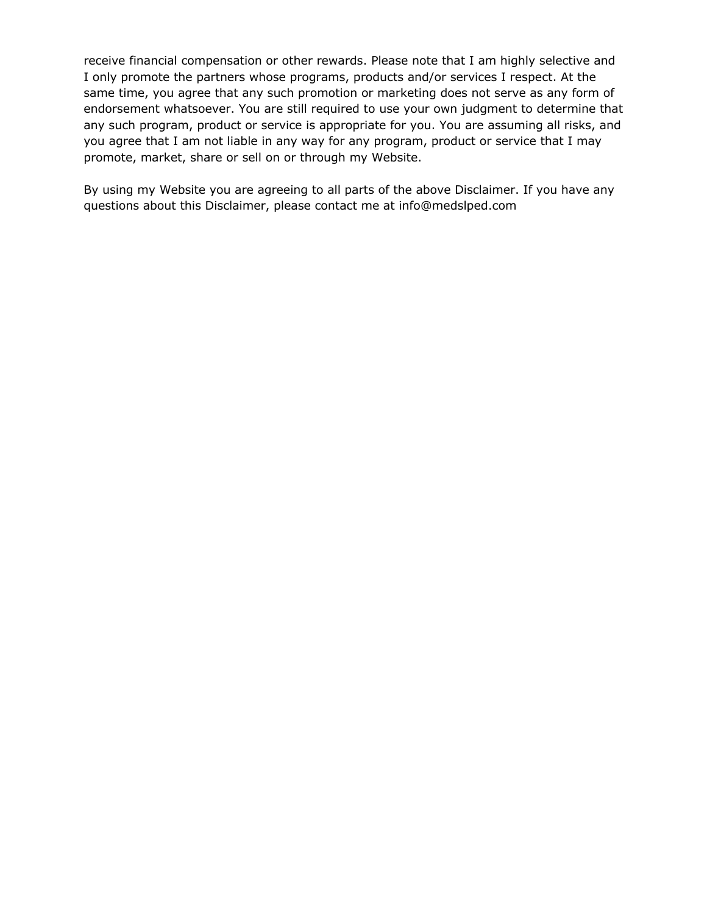receive financial compensation or other rewards. Please note that I am highly selective and I only promote the partners whose programs, products and/or services I respect. At the same time, you agree that any such promotion or marketing does not serve as any form of endorsement whatsoever. You are still required to use your own judgment to determine that any such program, product or service is appropriate for you. You are assuming all risks, and you agree that I am not liable in any way for any program, product or service that I may promote, market, share or sell on or through my Website.

By using my Website you are agreeing to all parts of the above Disclaimer. If you have any questions about this Disclaimer, please contact me at info@medslped.com